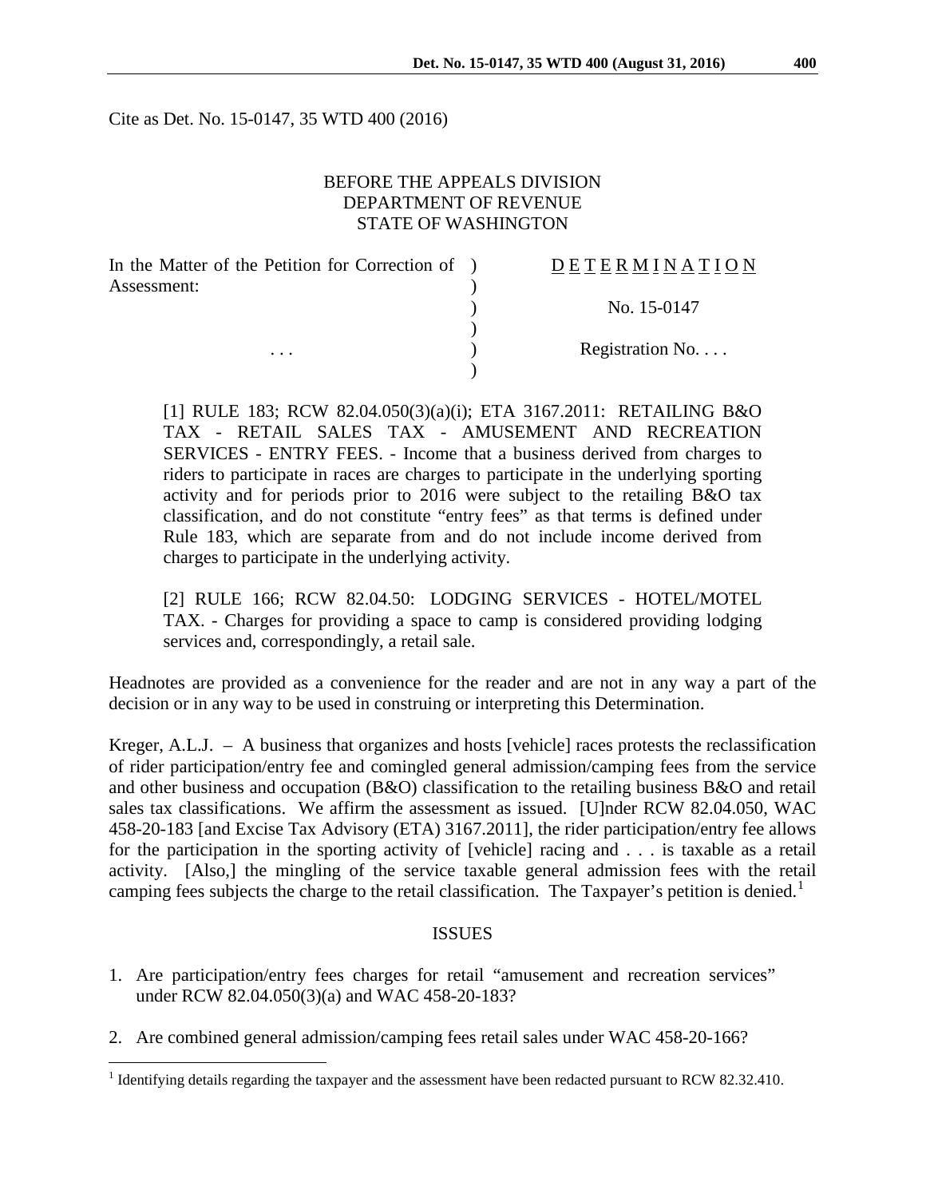Cite as Det. No. 15-0147, 35 WTD 400 (2016)

BEFORE THE APPEALS DIVISION
DEPARTMENT OF REVENUE
STATE OF WASHINGTON

| In the Matter of the Petition for Correction of Assessment: | D E T E R M I N A T I O N |
|---|---|
| | No. 15-0147 |
| . . . | Registration No. . . . |

[1] RULE 183; RCW 82.04.050(3)(a)(i); ETA 3167.2011: RETAILING B&O TAX - RETAIL SALES TAX - AMUSEMENT AND RECREATION SERVICES - ENTRY FEES. - Income that a business derived from charges to riders to participate in races are charges to participate in the underlying sporting activity and for periods prior to 2016 were subject to the retailing B&O tax classification, and do not constitute "entry fees" as that terms is defined under Rule 183, which are separate from and do not include income derived from charges to participate in the underlying activity.

[2] RULE 166; RCW 82.04.50: LODGING SERVICES - HOTEL/MOTEL TAX. - Charges for providing a space to camp is considered providing lodging services and, correspondingly, a retail sale.

Headnotes are provided as a convenience for the reader and are not in any way a part of the decision or in any way to be used in construing or interpreting this Determination.

Kreger, A.L.J. – A business that organizes and hosts [vehicle] races protests the reclassification of rider participation/entry fee and comingled general admission/camping fees from the service and other business and occupation (B&O) classification to the retailing business B&O and retail sales tax classifications. We affirm the assessment as issued. [U]nder RCW 82.04.050, WAC 458-20-183 [and Excise Tax Advisory (ETA) 3167.2011], the rider participation/entry fee allows for the participation in the sporting activity of [vehicle] racing and . . . is taxable as a retail activity. [Also,] the mingling of the service taxable general admission fees with the retail camping fees subjects the charge to the retail classification. The Taxpayer's petition is denied.[1]

## ISSUES

1. Are participation/entry fees charges for retail "amusement and recreation services" under RCW 82.04.050(3)(a) and WAC 458-20-183?

2. Are combined general admission/camping fees retail sales under WAC 458-20-166?

[1] Identifying details regarding the taxpayer and the assessment have been redacted pursuant to RCW 82.32.410.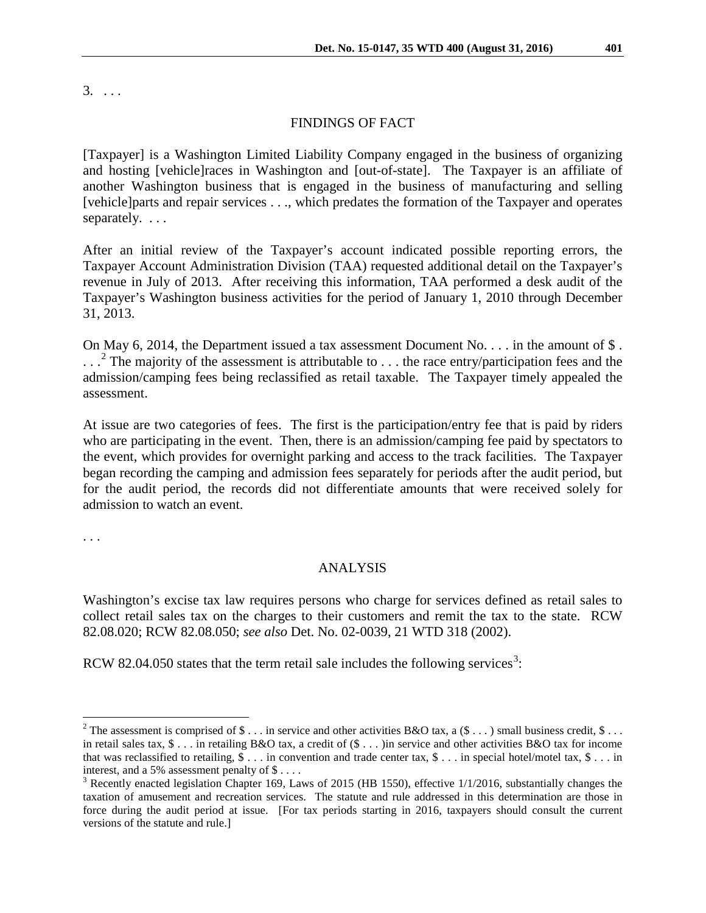3. . . .

## FINDINGS OF FACT

[Taxpayer] is a Washington Limited Liability Company engaged in the business of organizing and hosting [vehicle]races in Washington and [out-of-state]. The Taxpayer is an affiliate of another Washington business that is engaged in the business of manufacturing and selling [vehicle]parts and repair services . . ., which predates the formation of the Taxpayer and operates separately. . . .

After an initial review of the Taxpayer's account indicated possible reporting errors, the Taxpayer Account Administration Division (TAA) requested additional detail on the Taxpayer's revenue in July of 2013. After receiving this information, TAA performed a desk audit of the Taxpayer's Washington business activities for the period of January 1, 2010 through December 31, 2013.

On May 6, 2014, the Department issued a tax assessment Document No. . . . in the amount of $ . . . .[2] The majority of the assessment is attributable to . . . the race entry/participation fees and the admission/camping fees being reclassified as retail taxable. The Taxpayer timely appealed the assessment.

At issue are two categories of fees. The first is the participation/entry fee that is paid by riders who are participating in the event. Then, there is an admission/camping fee paid by spectators to the event, which provides for overnight parking and access to the track facilities. The Taxpayer began recording the camping and admission fees separately for periods after the audit period, but for the audit period, the records did not differentiate amounts that were received solely for admission to watch an event.

. . .

## ANALYSIS

Washington's excise tax law requires persons who charge for services defined as retail sales to collect retail sales tax on the charges to their customers and remit the tax to the state. RCW 82.08.020; RCW 82.08.050; *see also* Det. No. 02-0039, 21 WTD 318 (2002).

RCW 82.04.050 states that the term retail sale includes the following services[3]:

---

[2] The assessment is comprised of $ . . . in service and other activities B&O tax, a ($ . . . ) small business credit, $ . . . in retail sales tax, $ . . . in retailing B&O tax, a credit of ($ . . . )in service and other activities B&O tax for income that was reclassified to retailing, $ . . . in convention and trade center tax, $ . . . in special hotel/motel tax, $ . . . in interest, and a 5% assessment penalty of $ . . . .

[3] Recently enacted legislation Chapter 169, Laws of 2015 (HB 1550), effective 1/1/2016, substantially changes the taxation of amusement and recreation services. The statute and rule addressed in this determination are those in force during the audit period at issue. [For tax periods starting in 2016, taxpayers should consult the current versions of the statute and rule.]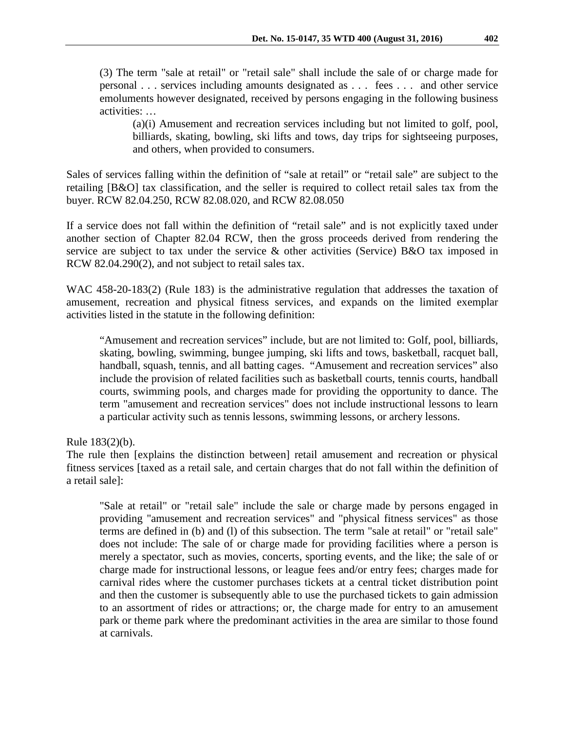> (3) The term "sale at retail" or "retail sale" shall include the sale of or charge made for personal . . . services including amounts designated as . . . fees . . . and other service emoluments however designated, received by persons engaging in the following business activities: …
>
> > (a)(i) Amusement and recreation services including but not limited to golf, pool, billiards, skating, bowling, ski lifts and tows, day trips for sightseeing purposes, and others, when provided to consumers.

Sales of services falling within the definition of "sale at retail" or "retail sale" are subject to the retailing [B&O] tax classification, and the seller is required to collect retail sales tax from the buyer. RCW 82.04.250, RCW 82.08.020, and RCW 82.08.050

If a service does not fall within the definition of "retail sale" and is not explicitly taxed under another section of Chapter 82.04 RCW, then the gross proceeds derived from rendering the service are subject to tax under the service & other activities (Service) B&O tax imposed in RCW 82.04.290(2), and not subject to retail sales tax.

WAC 458-20-183(2) (Rule 183) is the administrative regulation that addresses the taxation of amusement, recreation and physical fitness services, and expands on the limited exemplar activities listed in the statute in the following definition:

> "Amusement and recreation services" include, but are not limited to: Golf, pool, billiards, skating, bowling, swimming, bungee jumping, ski lifts and tows, basketball, racquet ball, handball, squash, tennis, and all batting cages. "Amusement and recreation services" also include the provision of related facilities such as basketball courts, tennis courts, handball courts, swimming pools, and charges made for providing the opportunity to dance. The term "amusement and recreation services" does not include instructional lessons to learn a particular activity such as tennis lessons, swimming lessons, or archery lessons.

Rule 183(2)(b).

The rule then [explains the distinction between] retail amusement and recreation or physical fitness services [taxed as a retail sale, and certain charges that do not fall within the definition of a retail sale]:

> "Sale at retail" or "retail sale" include the sale or charge made by persons engaged in providing "amusement and recreation services" and "physical fitness services" as those terms are defined in (b) and (l) of this subsection. The term "sale at retail" or "retail sale" does not include: The sale of or charge made for providing facilities where a person is merely a spectator, such as movies, concerts, sporting events, and the like; the sale of or charge made for instructional lessons, or league fees and/or entry fees; charges made for carnival rides where the customer purchases tickets at a central ticket distribution point and then the customer is subsequently able to use the purchased tickets to gain admission to an assortment of rides or attractions; or, the charge made for entry to an amusement park or theme park where the predominant activities in the area are similar to those found at carnivals.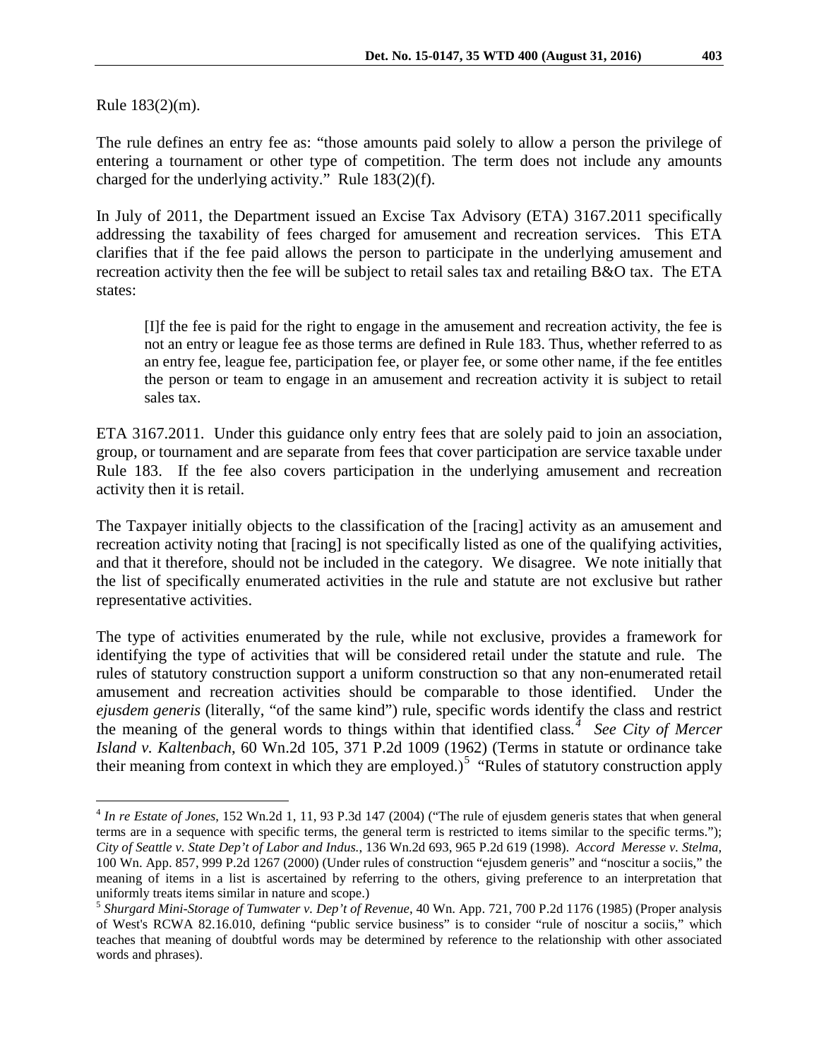Rule 183(2)(m).

The rule defines an entry fee as: "those amounts paid solely to allow a person the privilege of entering a tournament or other type of competition. The term does not include any amounts charged for the underlying activity." Rule 183(2)(f).

In July of 2011, the Department issued an Excise Tax Advisory (ETA) 3167.2011 specifically addressing the taxability of fees charged for amusement and recreation services. This ETA clarifies that if the fee paid allows the person to participate in the underlying amusement and recreation activity then the fee will be subject to retail sales tax and retailing B&O tax. The ETA states:

> [I]f the fee is paid for the right to engage in the amusement and recreation activity, the fee is not an entry or league fee as those terms are defined in Rule 183. Thus, whether referred to as an entry fee, league fee, participation fee, or player fee, or some other name, if the fee entitles the person or team to engage in an amusement and recreation activity it is subject to retail sales tax.

ETA 3167.2011. Under this guidance only entry fees that are solely paid to join an association, group, or tournament and are separate from fees that cover participation are service taxable under Rule 183. If the fee also covers participation in the underlying amusement and recreation activity then it is retail.

The Taxpayer initially objects to the classification of the [racing] activity as an amusement and recreation activity noting that [racing] is not specifically listed as one of the qualifying activities, and that it therefore, should not be included in the category. We disagree. We note initially that the list of specifically enumerated activities in the rule and statute are not exclusive but rather representative activities.

The type of activities enumerated by the rule, while not exclusive, provides a framework for identifying the type of activities that will be considered retail under the statute and rule. The rules of statutory construction support a uniform construction so that any non-enumerated retail amusement and recreation activities should be comparable to those identified. Under the *ejusdem generis* (literally, "of the same kind") rule, specific words identify the class and restrict the meaning of the general words to things within that identified class.[4] *See City of Mercer Island v. Kaltenbach*, 60 Wn.2d 105, 371 P.2d 1009 (1962) (Terms in statute or ordinance take their meaning from context in which they are employed.)[5] "Rules of statutory construction apply

---

[4] *In re Estate of Jones*, 152 Wn.2d 1, 11, 93 P.3d 147 (2004) ("The rule of ejusdem generis states that when general terms are in a sequence with specific terms, the general term is restricted to items similar to the specific terms."); *City of Seattle v. State Dep't of Labor and Indus.*, 136 Wn.2d 693, 965 P.2d 619 (1998). *Accord Meresse v. Stelma*, 100 Wn. App. 857, 999 P.2d 1267 (2000) (Under rules of construction "ejusdem generis" and "noscitur a sociis," the meaning of items in a list is ascertained by referring to the others, giving preference to an interpretation that uniformly treats items similar in nature and scope.)

[5] *Shurgard Mini-Storage of Tumwater v. Dep't of Revenue*, 40 Wn. App. 721, 700 P.2d 1176 (1985) (Proper analysis of West's RCWA 82.16.010, defining "public service business" is to consider "rule of noscitur a sociis," which teaches that meaning of doubtful words may be determined by reference to the relationship with other associated words and phrases).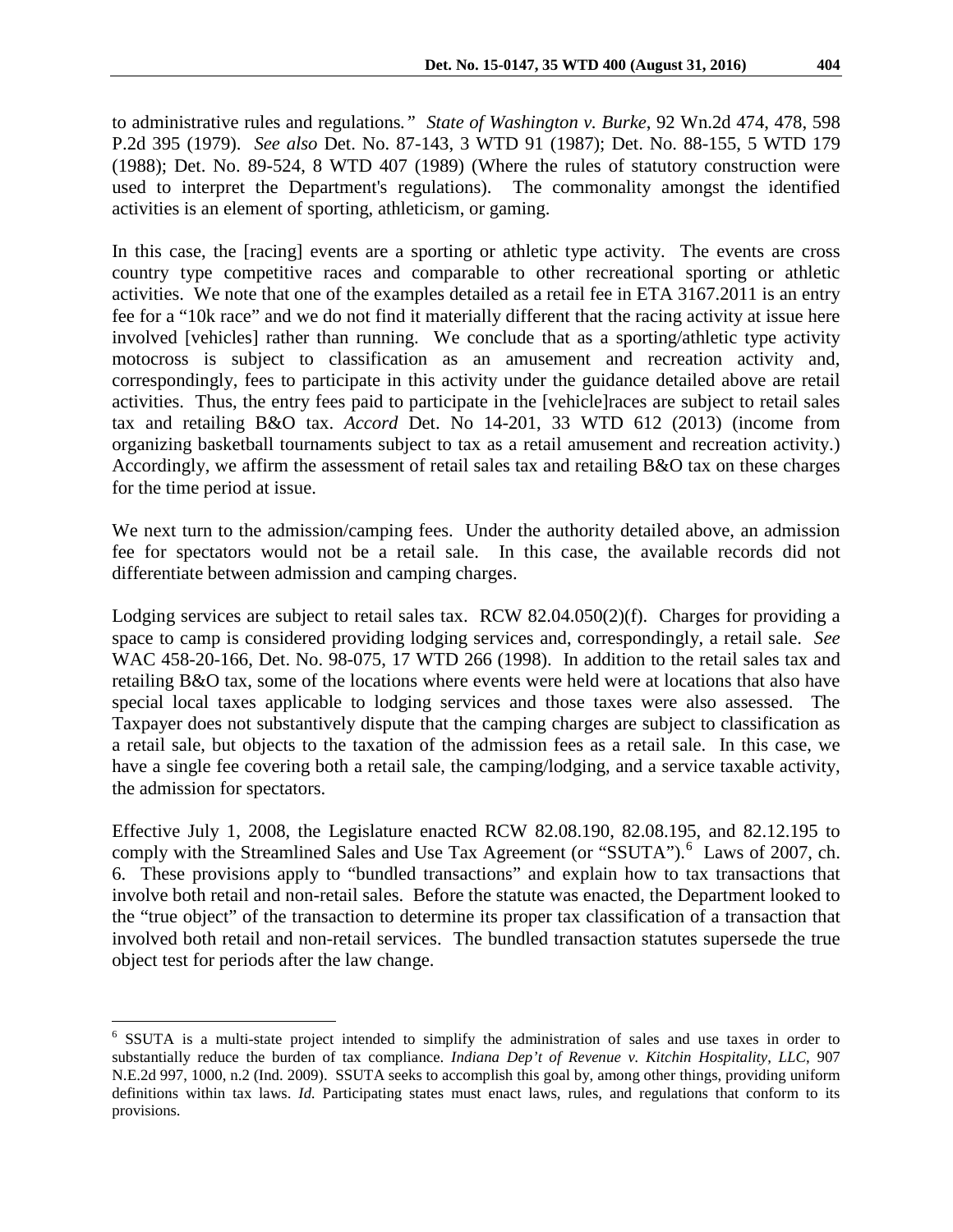to administrative rules and regulations." *State of Washington v. Burke*, 92 Wn.2d 474, 478, 598 P.2d 395 (1979). *See also* Det. No. 87-143, 3 WTD 91 (1987); Det. No. 88-155, 5 WTD 179 (1988); Det. No. 89-524, 8 WTD 407 (1989) (Where the rules of statutory construction were used to interpret the Department's regulations). The commonality amongst the identified activities is an element of sporting, athleticism, or gaming.

In this case, the [racing] events are a sporting or athletic type activity. The events are cross country type competitive races and comparable to other recreational sporting or athletic activities. We note that one of the examples detailed as a retail fee in ETA 3167.2011 is an entry fee for a "10k race" and we do not find it materially different that the racing activity at issue here involved [vehicles] rather than running. We conclude that as a sporting/athletic type activity motocross is subject to classification as an amusement and recreation activity and, correspondingly, fees to participate in this activity under the guidance detailed above are retail activities. Thus, the entry fees paid to participate in the [vehicle]races are subject to retail sales tax and retailing B&O tax. *Accord* Det. No 14-201, 33 WTD 612 (2013) (income from organizing basketball tournaments subject to tax as a retail amusement and recreation activity.) Accordingly, we affirm the assessment of retail sales tax and retailing B&O tax on these charges for the time period at issue.

We next turn to the admission/camping fees. Under the authority detailed above, an admission fee for spectators would not be a retail sale. In this case, the available records did not differentiate between admission and camping charges.

Lodging services are subject to retail sales tax. RCW 82.04.050(2)(f). Charges for providing a space to camp is considered providing lodging services and, correspondingly, a retail sale. *See* WAC 458-20-166, Det. No. 98-075, 17 WTD 266 (1998). In addition to the retail sales tax and retailing B&O tax, some of the locations where events were held were at locations that also have special local taxes applicable to lodging services and those taxes were also assessed. The Taxpayer does not substantively dispute that the camping charges are subject to classification as a retail sale, but objects to the taxation of the admission fees as a retail sale. In this case, we have a single fee covering both a retail sale, the camping/lodging, and a service taxable activity, the admission for spectators.

Effective July 1, 2008, the Legislature enacted RCW 82.08.190, 82.08.195, and 82.12.195 to comply with the Streamlined Sales and Use Tax Agreement (or "SSUTA").[6] Laws of 2007, ch. 6. These provisions apply to "bundled transactions" and explain how to tax transactions that involve both retail and non-retail sales. Before the statute was enacted, the Department looked to the "true object" of the transaction to determine its proper tax classification of a transaction that involved both retail and non-retail services. The bundled transaction statutes supersede the true object test for periods after the law change.

---

[6] SSUTA is a multi-state project intended to simplify the administration of sales and use taxes in order to substantially reduce the burden of tax compliance. *Indiana Dep't of Revenue v. Kitchin Hospitality, LLC*, 907 N.E.2d 997, 1000, n.2 (Ind. 2009). SSUTA seeks to accomplish this goal by, among other things, providing uniform definitions within tax laws. *Id.* Participating states must enact laws, rules, and regulations that conform to its provisions.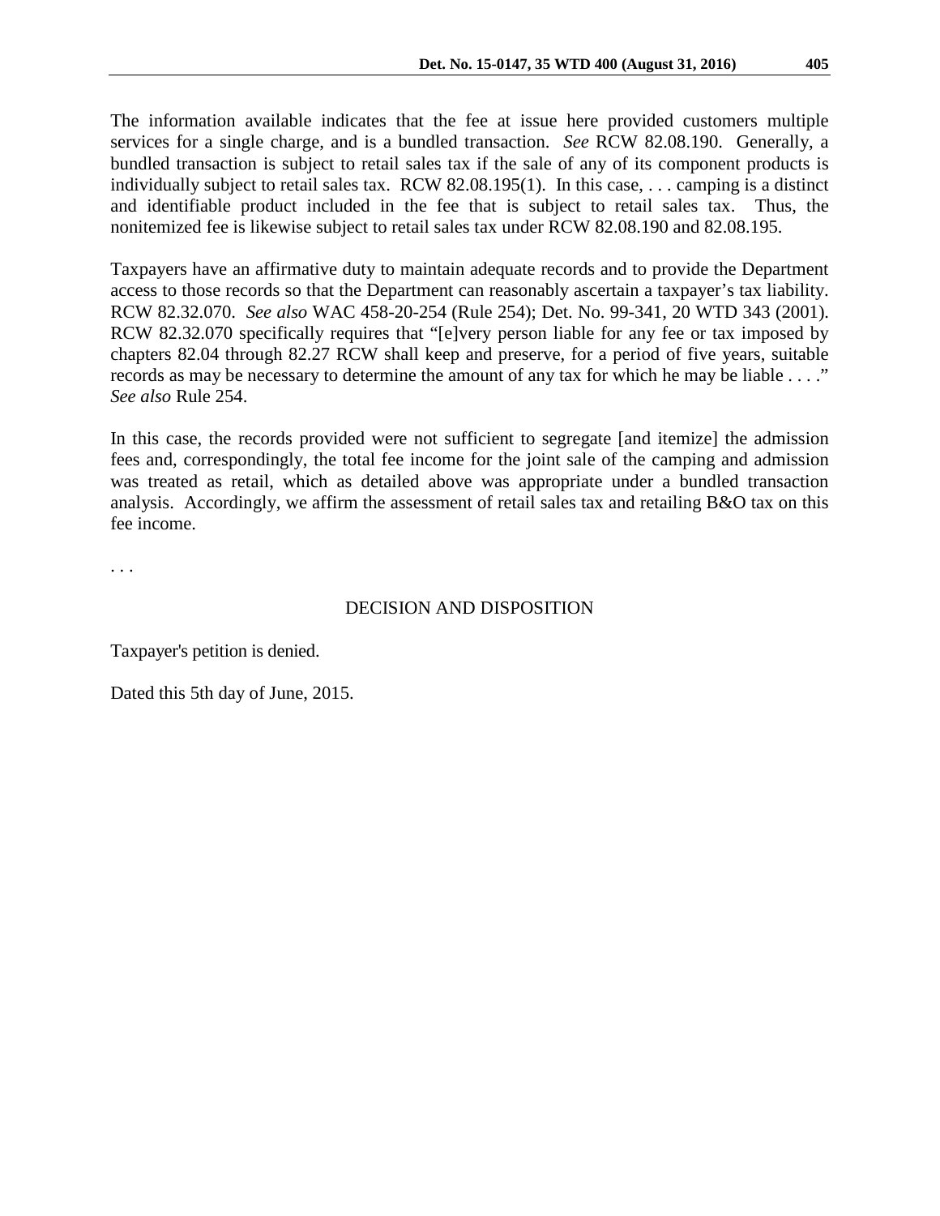The information available indicates that the fee at issue here provided customers multiple services for a single charge, and is a bundled transaction. *See* RCW 82.08.190. Generally, a bundled transaction is subject to retail sales tax if the sale of any of its component products is individually subject to retail sales tax. RCW 82.08.195(1). In this case, . . . camping is a distinct and identifiable product included in the fee that is subject to retail sales tax. Thus, the nonitemized fee is likewise subject to retail sales tax under RCW 82.08.190 and 82.08.195.

Taxpayers have an affirmative duty to maintain adequate records and to provide the Department access to those records so that the Department can reasonably ascertain a taxpayer's tax liability. RCW 82.32.070. *See also* WAC 458-20-254 (Rule 254); Det. No. 99-341, 20 WTD 343 (2001). RCW 82.32.070 specifically requires that "[e]very person liable for any fee or tax imposed by chapters 82.04 through 82.27 RCW shall keep and preserve, for a period of five years, suitable records as may be necessary to determine the amount of any tax for which he may be liable . . . ." *See also* Rule 254.

In this case, the records provided were not sufficient to segregate [and itemize] the admission fees and, correspondingly, the total fee income for the joint sale of the camping and admission was treated as retail, which as detailed above was appropriate under a bundled transaction analysis. Accordingly, we affirm the assessment of retail sales tax and retailing B&O tax on this fee income.

. . .

## DECISION AND DISPOSITION

Taxpayer's petition is denied.

Dated this 5th day of June, 2015.